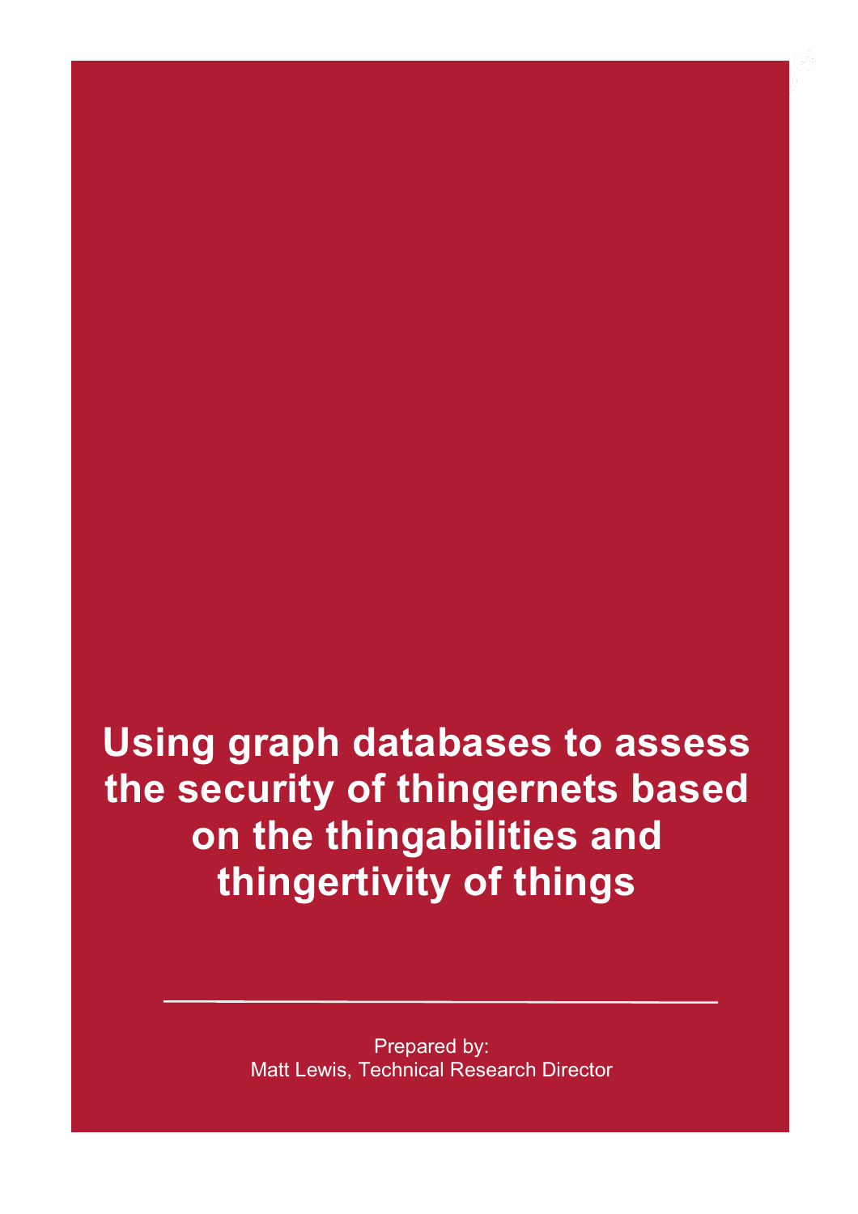# Using graph databases to assess the security of thingernets based on the thingabilities and thingertivity of things

Prepared by:
Matt Lewis, Technical Research Director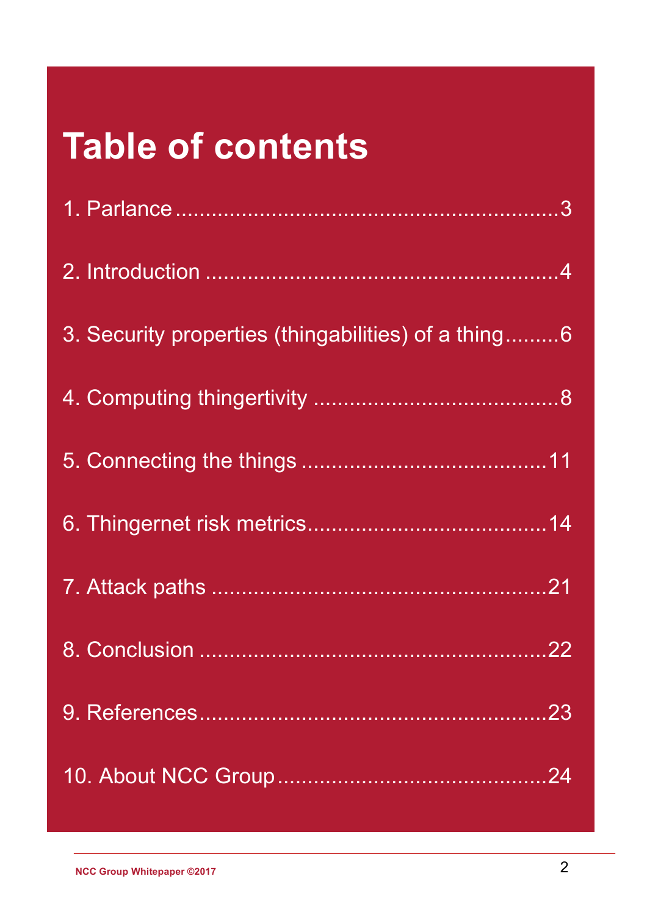# Table of contents

1. Parlance ..................................................................3
2. Introduction ............................................................4
3. Security properties (thingabilities) of a thing.........6
4. Computing thingertivity ..........................................8
5. Connecting the things ...........................................11
6. Thingernet risk metrics..........................................14
7. Attack paths ..........................................................21
8. Conclusion ............................................................22
9. References.............................................................23
10. About NCC Group...............................................24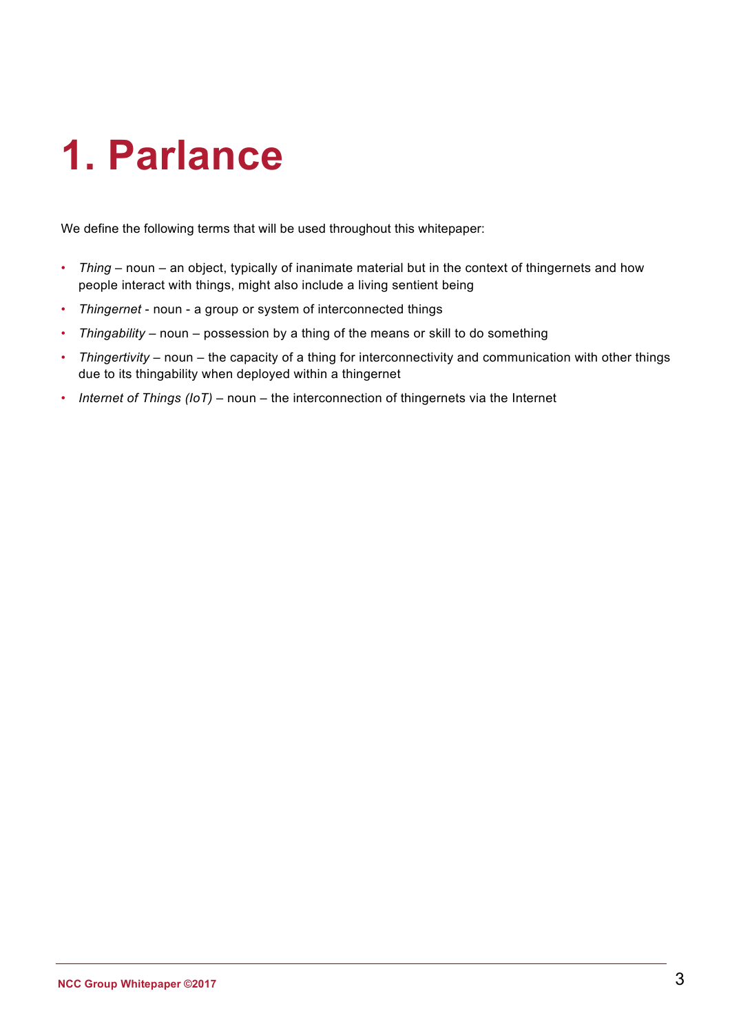# 1. Parlance

We define the following terms that will be used throughout this whitepaper:

- *Thing* – noun – an object, typically of inanimate material but in the context of thingernets and how people interact with things, might also include a living sentient being
- *Thingernet* - noun - a group or system of interconnected things
- *Thingability* – noun – possession by a thing of the means or skill to do something
- *Thingertivity* – noun – the capacity of a thing for interconnectivity and communication with other things due to its thingability when deployed within a thingernet
- *Internet of Things (IoT)* – noun – the interconnection of thingernets via the Internet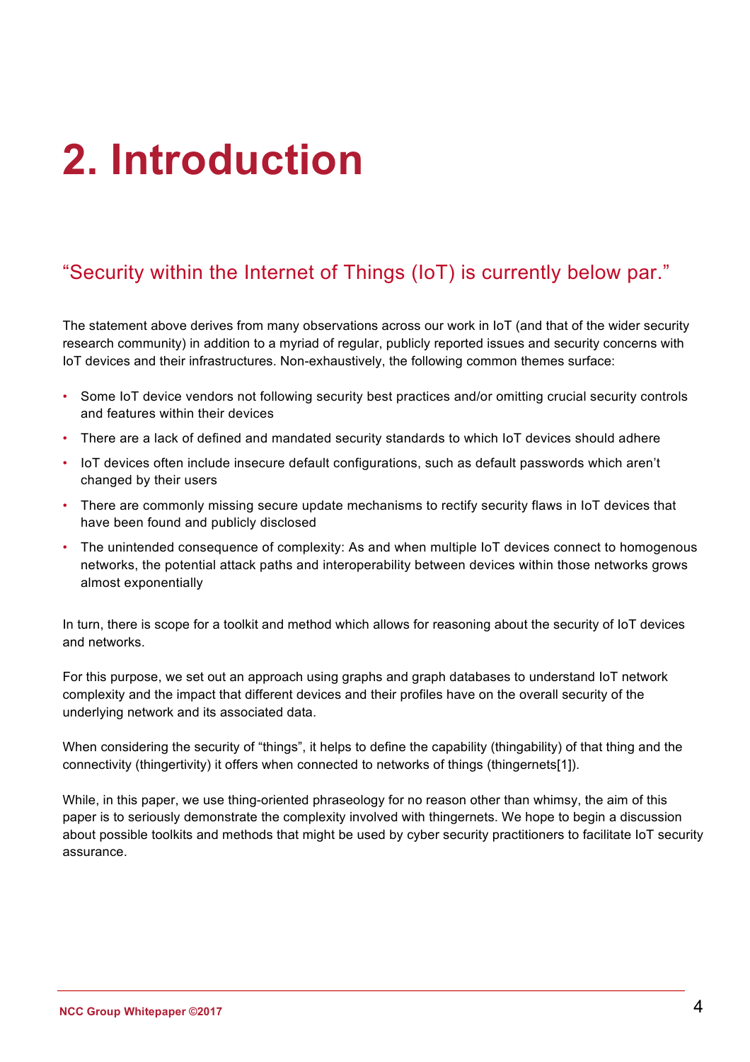# 2. Introduction

## “Security within the Internet of Things (IoT) is currently below par.”

The statement above derives from many observations across our work in IoT (and that of the wider security research community) in addition to a myriad of regular, publicly reported issues and security concerns with IoT devices and their infrastructures. Non-exhaustively, the following common themes surface:

- Some IoT device vendors not following security best practices and/or omitting crucial security controls and features within their devices
- There are a lack of defined and mandated security standards to which IoT devices should adhere
- IoT devices often include insecure default configurations, such as default passwords which aren’t changed by their users
- There are commonly missing secure update mechanisms to rectify security flaws in IoT devices that have been found and publicly disclosed
- The unintended consequence of complexity: As and when multiple IoT devices connect to homogenous networks, the potential attack paths and interoperability between devices within those networks grows almost exponentially

In turn, there is scope for a toolkit and method which allows for reasoning about the security of IoT devices and networks.

For this purpose, we set out an approach using graphs and graph databases to understand IoT network complexity and the impact that different devices and their profiles have on the overall security of the underlying network and its associated data.

When considering the security of “things”, it helps to define the capability (thingability) of that thing and the connectivity (thingertivity) it offers when connected to networks of things (thingernets[1]).

While, in this paper, we use thing-oriented phraseology for no reason other than whimsy, the aim of this paper is to seriously demonstrate the complexity involved with thingernets. We hope to begin a discussion about possible toolkits and methods that might be used by cyber security practitioners to facilitate IoT security assurance.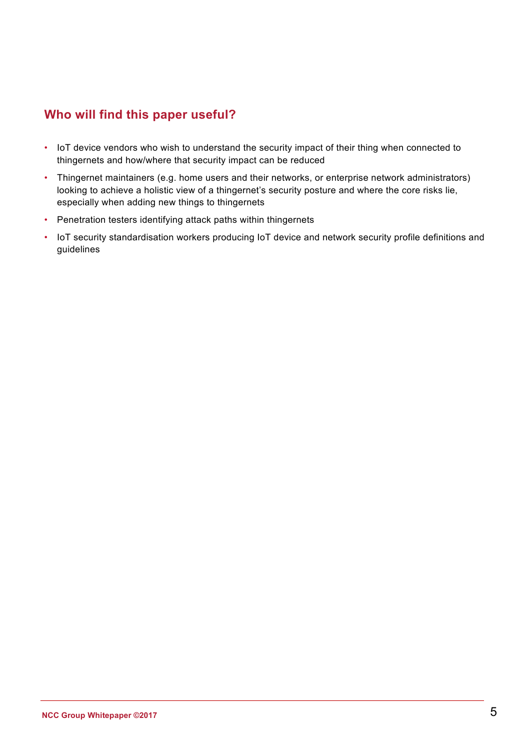## Who will find this paper useful?

- IoT device vendors who wish to understand the security impact of their thing when connected to thingernets and how/where that security impact can be reduced
- Thingernet maintainers (e.g. home users and their networks, or enterprise network administrators) looking to achieve a holistic view of a thingernet's security posture and where the core risks lie, especially when adding new things to thingernets
- Penetration testers identifying attack paths within thingernets
- IoT security standardisation workers producing IoT device and network security profile definitions and guidelines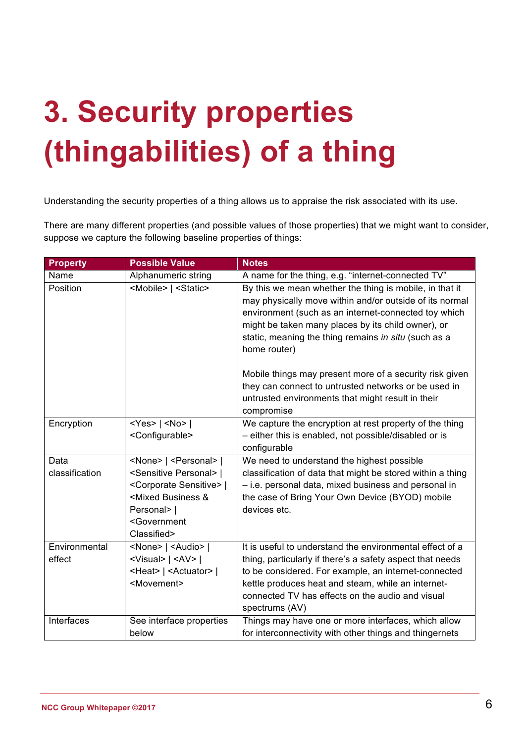# 3. Security properties (thingabilities) of a thing

Understanding the security properties of a thing allows us to appraise the risk associated with its use.

There are many different properties (and possible values of those properties) that we might want to consider, suppose we capture the following baseline properties of things:

| Property | Possible Value | Notes |
|---|---|---|
| Name | Alphanumeric string | A name for the thing, e.g. "internet-connected TV" |
| Position | <Mobile> \| <Static> | By this we mean whether the thing is mobile, in that it may physically move within and/or outside of its normal environment (such as an internet-connected toy which might be taken many places by its child owner), or static, meaning the thing remains *in situ* (such as a home router)<br><br>Mobile things may present more of a security risk given they can connect to untrusted networks or be used in untrusted environments that might result in their compromise |
| Encryption | <Yes> \| <No> \| <Configurable> | We capture the encryption at rest property of the thing – either this is enabled, not possible/disabled or is configurable |
| Data classification | <None> \| <Personal> \| <Sensitive Personal> \| <Corporate Sensitive> \| <Mixed Business & Personal> \| <Government Classified> | We need to understand the highest possible classification of data that might be stored within a thing – i.e. personal data, mixed business and personal in the case of Bring Your Own Device (BYOD) mobile devices etc. |
| Environmental effect | <None> \| <Audio> \| <Visual> \| <AV> \| <Heat> \| <Actuator> \| <Movement> | It is useful to understand the environmental effect of a thing, particularly if there's a safety aspect that needs to be considered. For example, an internet-connected kettle produces heat and steam, while an internet-connected TV has effects on the audio and visual spectrums (AV) |
| Interfaces | See interface properties below | Things may have one or more interfaces, which allow for interconnectivity with other things and thingernets |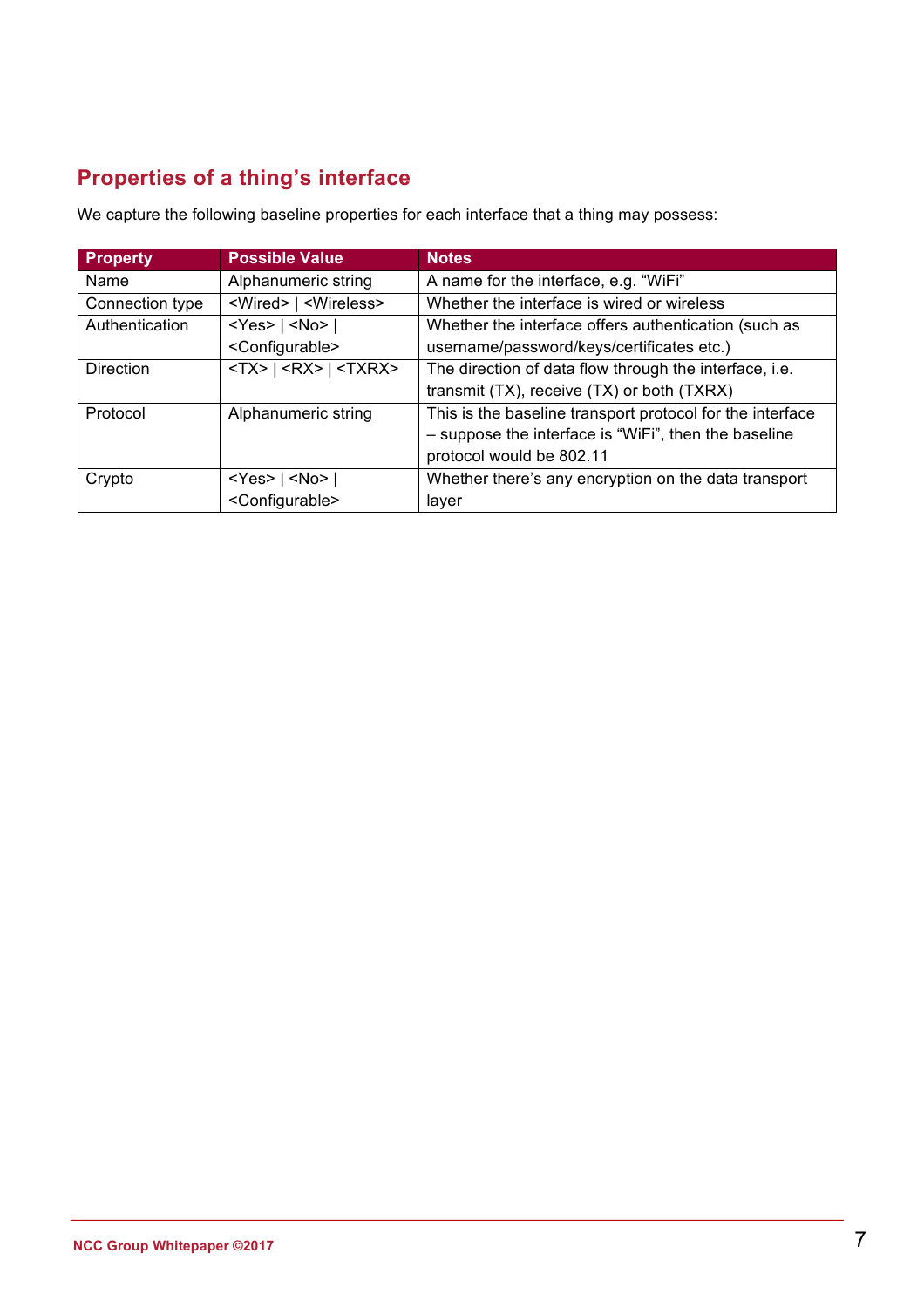## Properties of a thing's interface

We capture the following baseline properties for each interface that a thing may possess:

| Property | Possible Value | Notes |
|---|---|---|
| Name | Alphanumeric string | A name for the interface, e.g. "WiFi" |
| Connection type | <Wired> \| <Wireless> | Whether the interface is wired or wireless |
| Authentication | <Yes> \| <No> \| <Configurable> | Whether the interface offers authentication (such as username/password/keys/certificates etc.) |
| Direction | <TX> \| <RX> \| <TXRX> | The direction of data flow through the interface, i.e. transmit (TX), receive (TX) or both (TXRX) |
| Protocol | Alphanumeric string | This is the baseline transport protocol for the interface – suppose the interface is "WiFi", then the baseline protocol would be 802.11 |
| Crypto | <Yes> \| <No> \| <Configurable> | Whether there's any encryption on the data transport layer |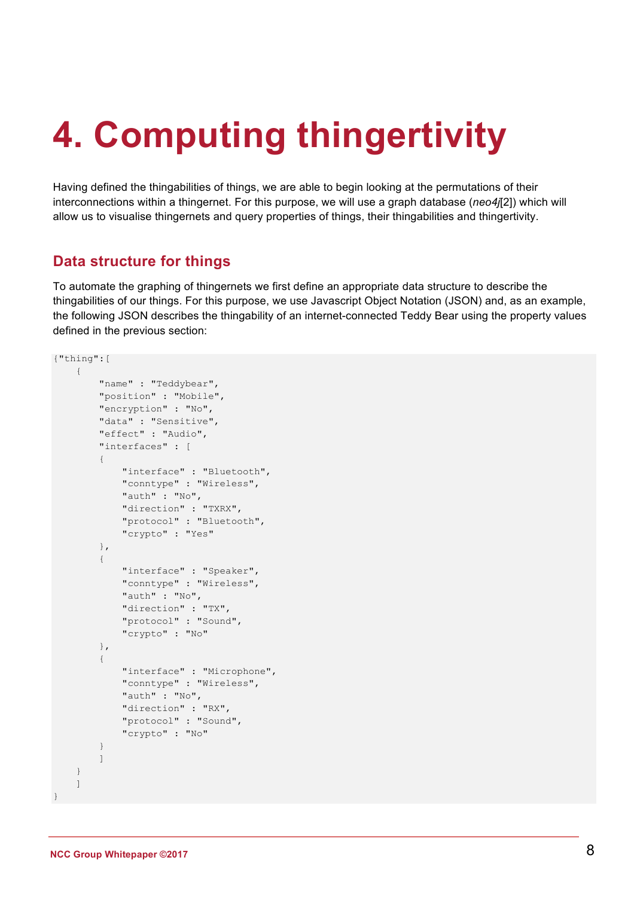# 4. Computing thingertivity

Having defined the thingabilities of things, we are able to begin looking at the permutations of their interconnections within a thingernet. For this purpose, we will use a graph database (*neo4j*[2]) which will allow us to visualise thingernets and query properties of things, their thingabilities and thingertivity.

## Data structure for things

To automate the graphing of thingernets we first define an appropriate data structure to describe the thingabilities of our things. For this purpose, we use Javascript Object Notation (JSON) and, as an example, the following JSON describes the thingability of an internet-connected Teddy Bear using the property values defined in the previous section:

```
{"thing":[
    {
        "name" : "Teddybear",
        "position" : "Mobile",
        "encryption" : "No",
        "data" : "Sensitive",
        "effect" : "Audio",
        "interfaces" : [
        {
            "interface" : "Bluetooth",
            "conntype" : "Wireless",
            "auth" : "No",
            "direction" : "TXRX",
            "protocol" : "Bluetooth",
            "crypto" : "Yes"
        },
        {
            "interface" : "Speaker",
            "conntype" : "Wireless",
            "auth" : "No",
            "direction" : "TX",
            "protocol" : "Sound",
            "crypto" : "No"
        },
        {
            "interface" : "Microphone",
            "conntype" : "Wireless",
            "auth" : "No",
            "direction" : "RX",
            "protocol" : "Sound",
            "crypto" : "No"
        }
        ]
    }
    ]
}
```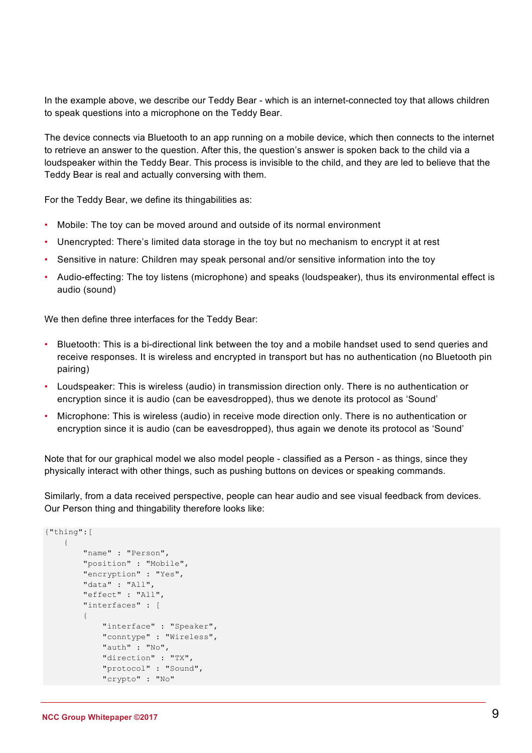In the example above, we describe our Teddy Bear - which is an internet-connected toy that allows children to speak questions into a microphone on the Teddy Bear.

The device connects via Bluetooth to an app running on a mobile device, which then connects to the internet to retrieve an answer to the question. After this, the question's answer is spoken back to the child via a loudspeaker within the Teddy Bear. This process is invisible to the child, and they are led to believe that the Teddy Bear is real and actually conversing with them.

For the Teddy Bear, we define its thingabilities as:

- Mobile: The toy can be moved around and outside of its normal environment
- Unencrypted: There's limited data storage in the toy but no mechanism to encrypt it at rest
- Sensitive in nature: Children may speak personal and/or sensitive information into the toy
- Audio-effecting: The toy listens (microphone) and speaks (loudspeaker), thus its environmental effect is audio (sound)

We then define three interfaces for the Teddy Bear:

- Bluetooth: This is a bi-directional link between the toy and a mobile handset used to send queries and receive responses. It is wireless and encrypted in transport but has no authentication (no Bluetooth pin pairing)
- Loudspeaker: This is wireless (audio) in transmission direction only. There is no authentication or encryption since it is audio (can be eavesdropped), thus we denote its protocol as 'Sound'
- Microphone: This is wireless (audio) in receive mode direction only. There is no authentication or encryption since it is audio (can be eavesdropped), thus again we denote its protocol as 'Sound'

Note that for our graphical model we also model people - classified as a Person - as things, since they physically interact with other things, such as pushing buttons on devices or speaking commands.

Similarly, from a data received perspective, people can hear audio and see visual feedback from devices. Our Person thing and thingability therefore looks like:

```
{"thing":[
    {
        "name" : "Person",
        "position" : "Mobile",
        "encryption" : "Yes",
        "data" : "All",
        "effect" : "All",
        "interfaces" : [
        {
            "interface" : "Speaker",
            "conntype" : "Wireless",
            "auth" : "No",
            "direction" : "TX",
            "protocol" : "Sound",
            "crypto" : "No"
```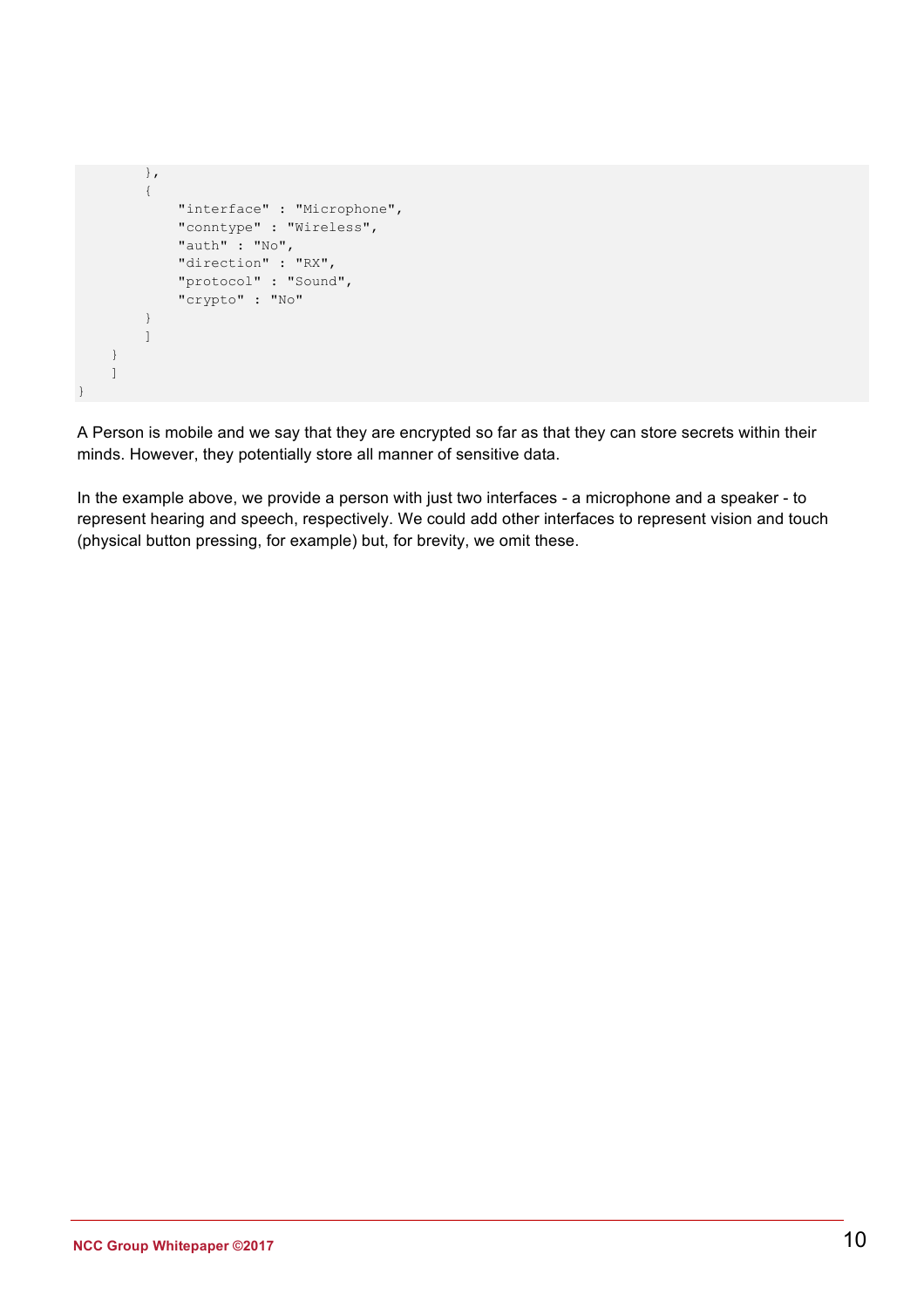```
        },
        {
            "interface" : "Microphone",
            "conntype" : "Wireless",
            "auth" : "No",
            "direction" : "RX",
            "protocol" : "Sound",
            "crypto" : "No"
        }
        ]
    }
    ]
}
```

A Person is mobile and we say that they are encrypted so far as that they can store secrets within their minds. However, they potentially store all manner of sensitive data.

In the example above, we provide a person with just two interfaces - a microphone and a speaker - to represent hearing and speech, respectively. We could add other interfaces to represent vision and touch (physical button pressing, for example) but, for brevity, we omit these.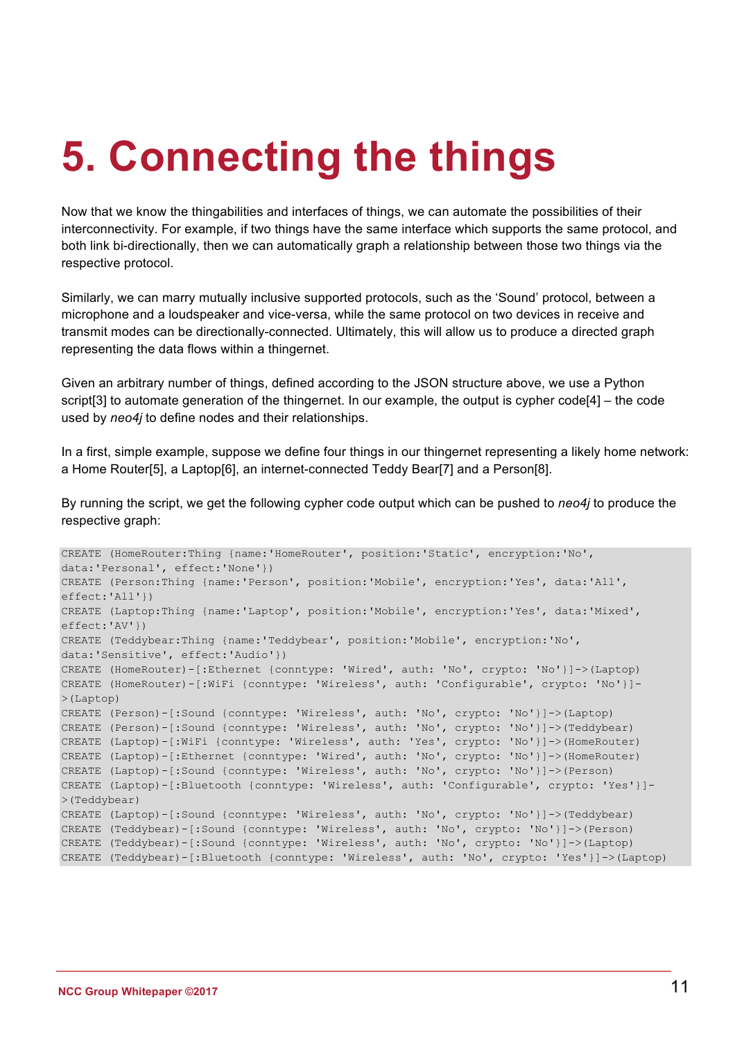# 5. Connecting the things

Now that we know the thingabilities and interfaces of things, we can automate the possibilities of their interconnectivity. For example, if two things have the same interface which supports the same protocol, and both link bi-directionally, then we can automatically graph a relationship between those two things via the respective protocol.

Similarly, we can marry mutually inclusive supported protocols, such as the 'Sound' protocol, between a microphone and a loudspeaker and vice-versa, while the same protocol on two devices in receive and transmit modes can be directionally-connected. Ultimately, this will allow us to produce a directed graph representing the data flows within a thingernet.

Given an arbitrary number of things, defined according to the JSON structure above, we use a Python script[3] to automate generation of the thingernet. In our example, the output is cypher code[4] – the code used by *neo4j* to define nodes and their relationships.

In a first, simple example, suppose we define four things in our thingernet representing a likely home network: a Home Router[5], a Laptop[6], an internet-connected Teddy Bear[7] and a Person[8].

By running the script, we get the following cypher code output which can be pushed to *neo4j* to produce the respective graph:

```
CREATE (HomeRouter:Thing {name:'HomeRouter', position:'Static', encryption:'No', 
data:'Personal', effect:'None'})
CREATE (Person:Thing {name:'Person', position:'Mobile', encryption:'Yes', data:'All', 
effect:'All'})
CREATE (Laptop:Thing {name:'Laptop', position:'Mobile', encryption:'Yes', data:'Mixed', 
effect:'AV'})
CREATE (Teddybear:Thing {name:'Teddybear', position:'Mobile', encryption:'No', 
data:'Sensitive', effect:'Audio'})
CREATE (HomeRouter)-[:Ethernet {conntype: 'Wired', auth: 'No', crypto: 'No'}]->(Laptop)
CREATE (HomeRouter)-[:WiFi {conntype: 'Wireless', auth: 'Configurable', crypto: 'No'}]-
>(Laptop)
CREATE (Person)-[:Sound {conntype: 'Wireless', auth: 'No', crypto: 'No'}]->(Laptop)
CREATE (Person)-[:Sound {conntype: 'Wireless', auth: 'No', crypto: 'No'}]->(Teddybear)
CREATE (Laptop)-[:WiFi {conntype: 'Wireless', auth: 'Yes', crypto: 'No'}]->(HomeRouter)
CREATE (Laptop)-[:Ethernet {conntype: 'Wired', auth: 'No', crypto: 'No'}]->(HomeRouter)
CREATE (Laptop)-[:Sound {conntype: 'Wireless', auth: 'No', crypto: 'No'}]->(Person)
CREATE (Laptop)-[:Bluetooth {conntype: 'Wireless', auth: 'Configurable', crypto: 'Yes'}]-
>(Teddybear)
CREATE (Laptop)-[:Sound {conntype: 'Wireless', auth: 'No', crypto: 'No'}]->(Teddybear)
CREATE (Teddybear)-[:Sound {conntype: 'Wireless', auth: 'No', crypto: 'No'}]->(Person)
CREATE (Teddybear)-[:Sound {conntype: 'Wireless', auth: 'No', crypto: 'No'}]->(Laptop)
CREATE (Teddybear)-[:Bluetooth {conntype: 'Wireless', auth: 'No', crypto: 'Yes'}]->(Laptop)
```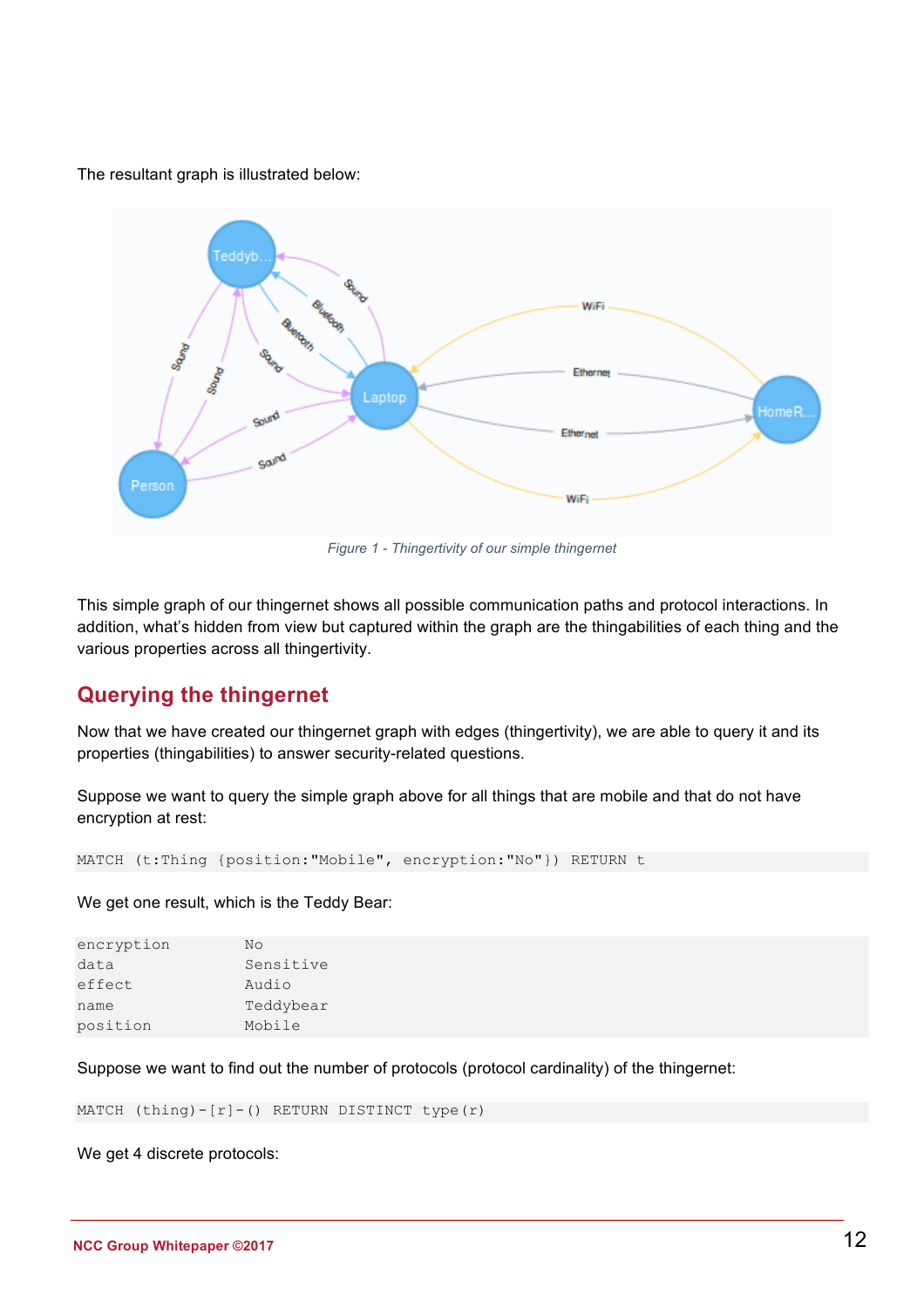The resultant graph is illustrated below:

*Figure 1 - Thingertivity of our simple thingernet*

This simple graph of our thingernet shows all possible communication paths and protocol interactions. In addition, what's hidden from view but captured within the graph are the thingabilities of each thing and the various properties across all thingertivity.

## Querying the thingernet

Now that we have created our thingernet graph with edges (thingertivity), we are able to query it and its properties (thingabilities) to answer security-related questions.

Suppose we want to query the simple graph above for all things that are mobile and that do not have encryption at rest:

```
MATCH (t:Thing {position:"Mobile", encryption:"No"}) RETURN t
```

We get one result, which is the Teddy Bear:

```
encryption          No
data                Sensitive
effect              Audio
name                Teddybear
position            Mobile
```

Suppose we want to find out the number of protocols (protocol cardinality) of the thingernet:

```
MATCH (thing)-[r]-() RETURN DISTINCT type(r)
```

We get 4 discrete protocols: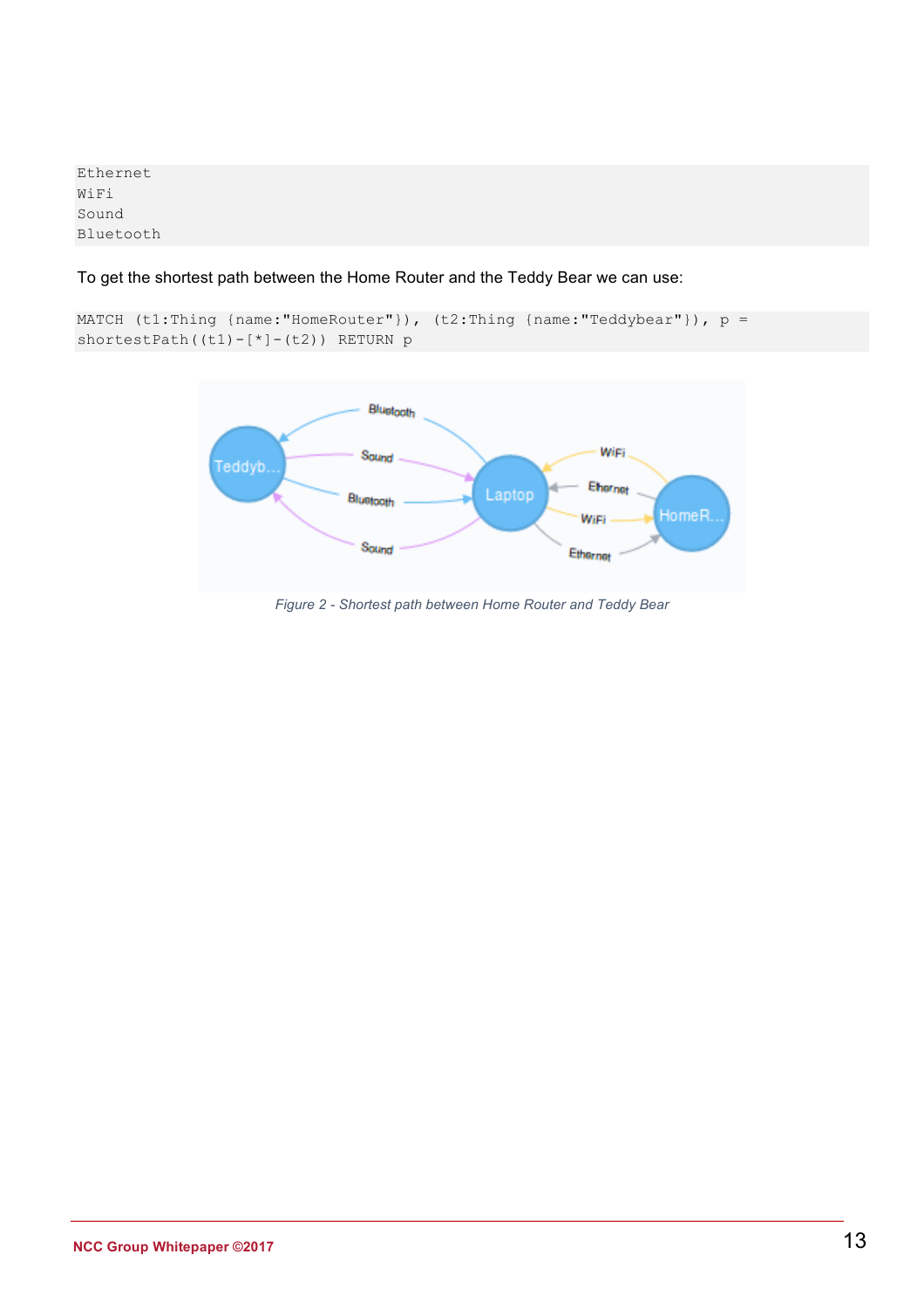```
Ethernet
WiFi
Sound
Bluetooth
```

To get the shortest path between the Home Router and the Teddy Bear we can use:

```
MATCH (t1:Thing {name:"HomeRouter"}), (t2:Thing {name:"Teddybear"}), p =
shortestPath((t1)-[*]-(t2)) RETURN p
```

*Figure 2 - Shortest path between Home Router and Teddy Bear*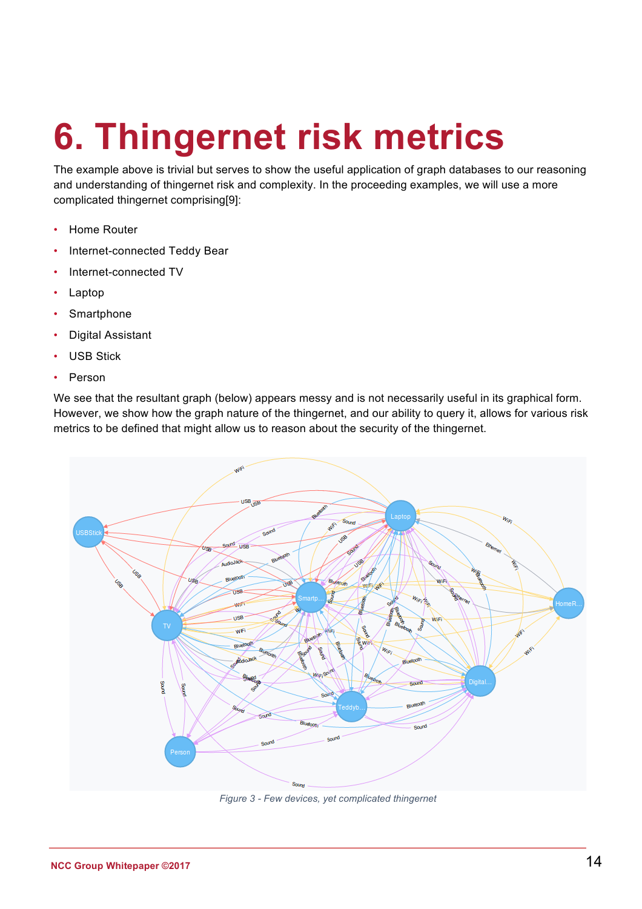# 6. Thingernet risk metrics

The example above is trivial but serves to show the useful application of graph databases to our reasoning and understanding of thingernet risk and complexity. In the proceeding examples, we will use a more complicated thingernet comprising[9]:

- Home Router
- Internet-connected Teddy Bear
- Internet-connected TV
- Laptop
- Smartphone
- Digital Assistant
- USB Stick
- Person

We see that the resultant graph (below) appears messy and is not necessarily useful in its graphical form. However, we show how the graph nature of the thingernet, and our ability to query it, allows for various risk metrics to be defined that might allow us to reason about the security of the thingernet.

*Figure 3 - Few devices, yet complicated thingernet*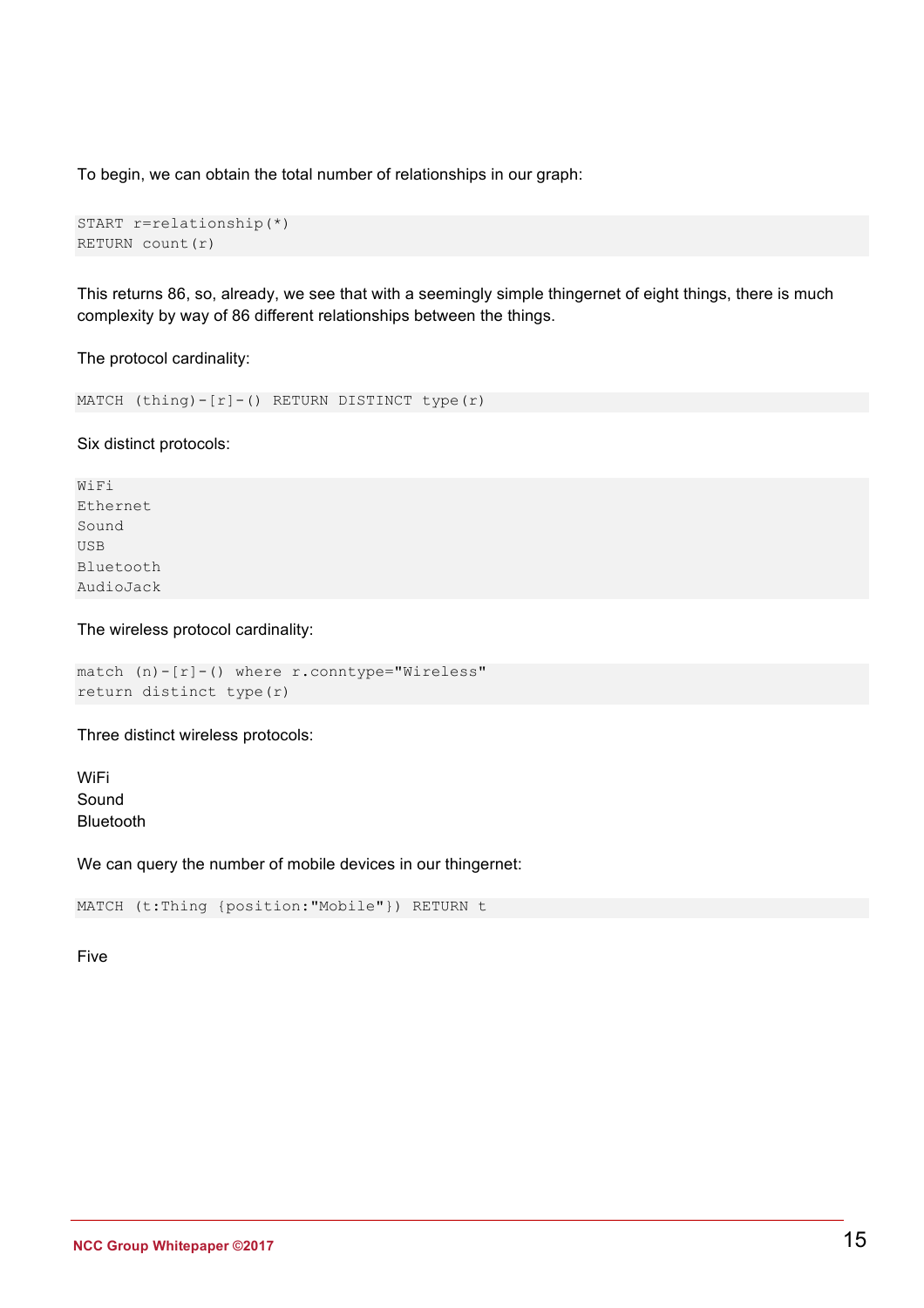To begin, we can obtain the total number of relationships in our graph:

```
START r=relationship(*)
RETURN count(r)
```

This returns 86, so, already, we see that with a seemingly simple thingernet of eight things, there is much complexity by way of 86 different relationships between the things.

The protocol cardinality:

```
MATCH (thing)-[r]-() RETURN DISTINCT type(r)
```

Six distinct protocols:

```
WiFi
Ethernet
Sound
USB
Bluetooth
AudioJack
```

The wireless protocol cardinality:

```
match (n)-[r]-() where r.conntype="Wireless"
return distinct type(r)
```

Three distinct wireless protocols:

WiFi
Sound
Bluetooth

We can query the number of mobile devices in our thingernet:

```
MATCH (t:Thing {position:"Mobile"}) RETURN t
```

Five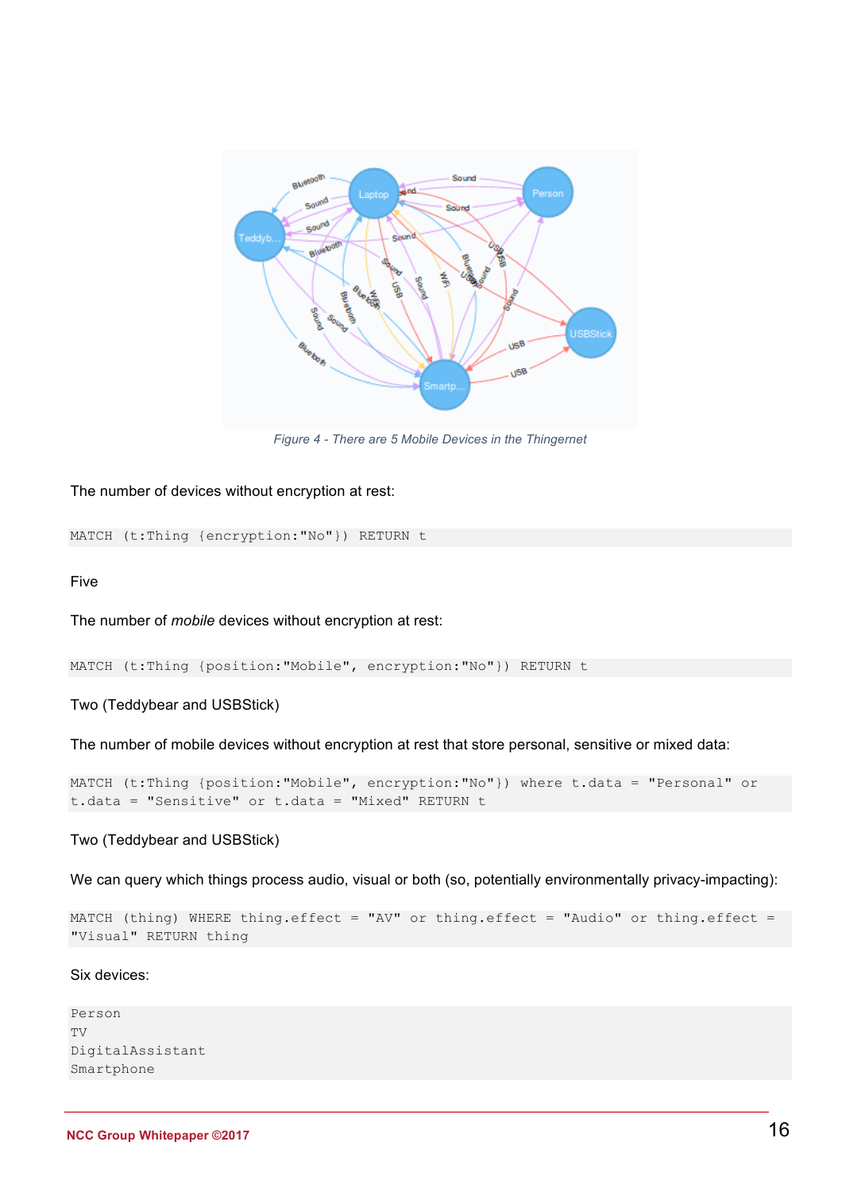Figure 4 - There are 5 Mobile Devices in the Thingernet

The number of devices without encryption at rest:

```
MATCH (t:Thing {encryption:"No"}) RETURN t
```

Five

The number of *mobile* devices without encryption at rest:

```
MATCH (t:Thing {position:"Mobile", encryption:"No"}) RETURN t
```

Two (Teddybear and USBStick)

The number of mobile devices without encryption at rest that store personal, sensitive or mixed data:

```
MATCH (t:Thing {position:"Mobile", encryption:"No"}) where t.data = "Personal" or
t.data = "Sensitive" or t.data = "Mixed" RETURN t
```

Two (Teddybear and USBStick)

We can query which things process audio, visual or both (so, potentially environmentally privacy-impacting):

```
MATCH (thing) WHERE thing.effect = "AV" or thing.effect = "Audio" or thing.effect =
"Visual" RETURN thing
```

Six devices:

```
Person
TV
DigitalAssistant
Smartphone
```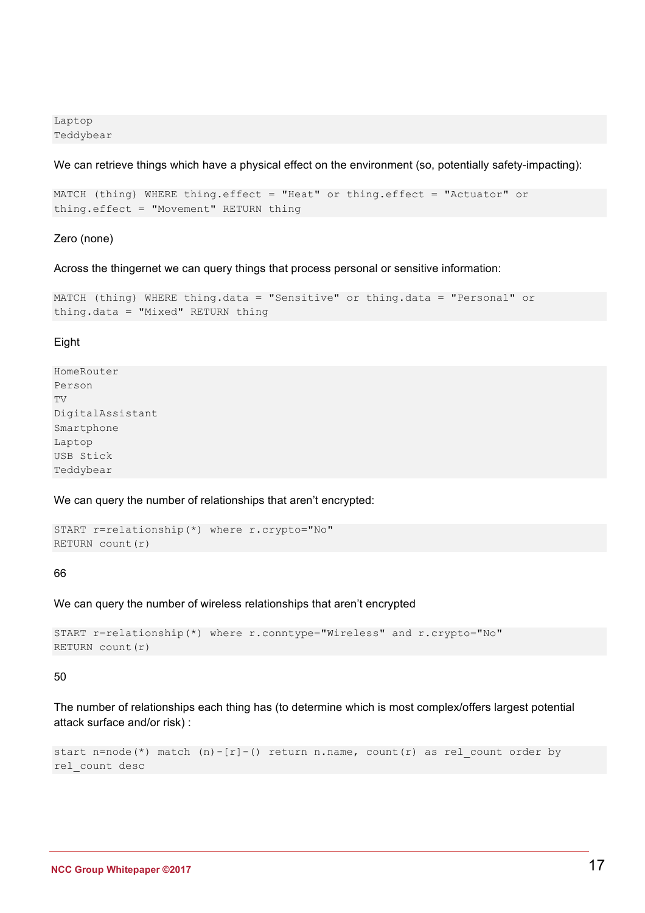```
Laptop
Teddybear
```

We can retrieve things which have a physical effect on the environment (so, potentially safety-impacting):

```
MATCH (thing) WHERE thing.effect = "Heat" or thing.effect = "Actuator" or
thing.effect = "Movement" RETURN thing
```

Zero (none)

Across the thingernet we can query things that process personal or sensitive information:

```
MATCH (thing) WHERE thing.data = "Sensitive" or thing.data = "Personal" or
thing.data = "Mixed" RETURN thing
```

Eight

```
HomeRouter
Person
TV
DigitalAssistant
Smartphone
Laptop
USB Stick
Teddybear
```

We can query the number of relationships that aren't encrypted:

```
START r=relationship(*) where r.crypto="No"
RETURN count(r)
```

66

We can query the number of wireless relationships that aren't encrypted

```
START r=relationship(*) where r.conntype="Wireless" and r.crypto="No"
RETURN count(r)
```

50

The number of relationships each thing has (to determine which is most complex/offers largest potential attack surface and/or risk) :

```
start n=node(*) match (n)-[r]-() return n.name, count(r) as rel_count order by
rel_count desc
```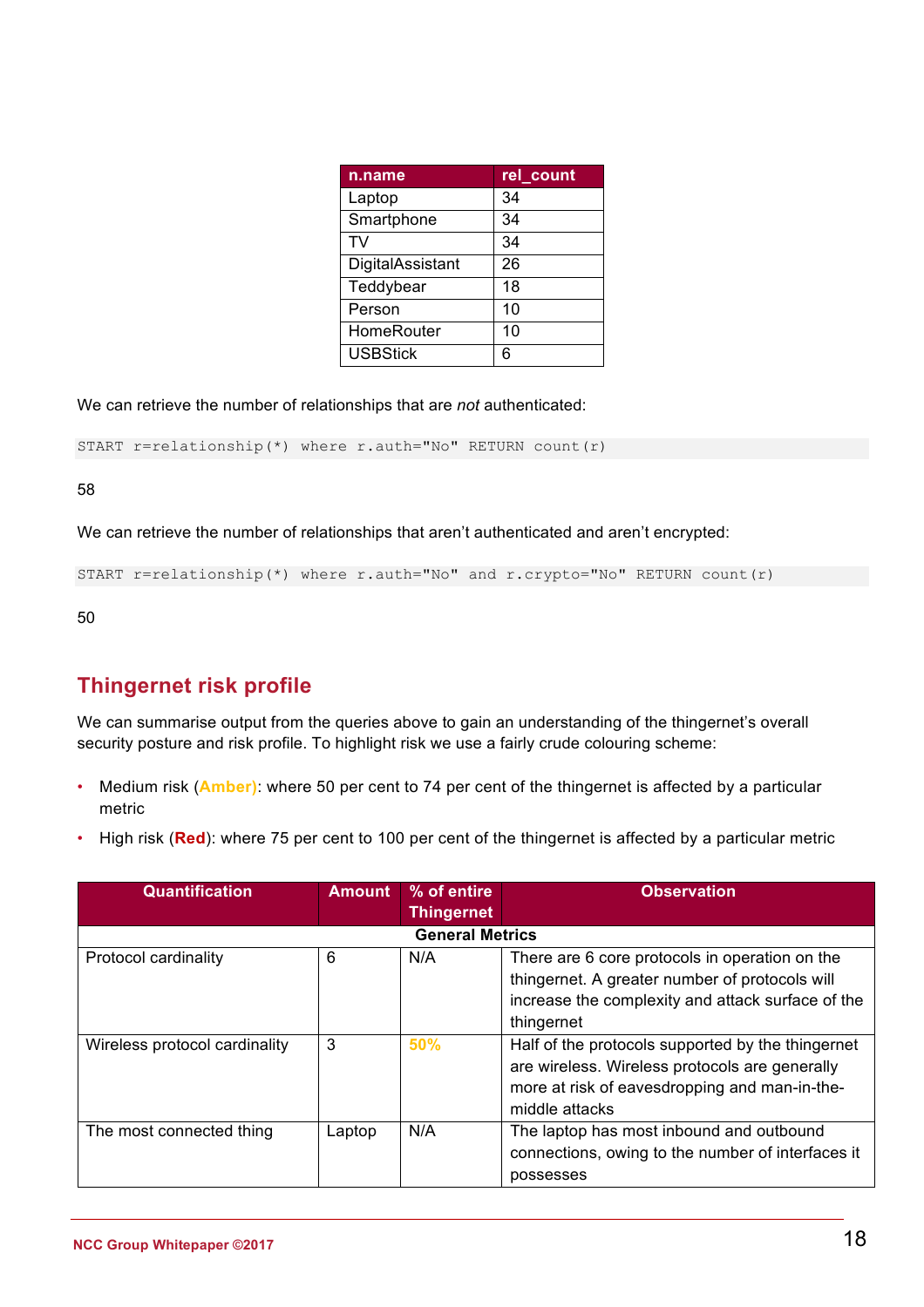| n.name | rel_count |
|---|---|
| Laptop | 34 |
| Smartphone | 34 |
| TV | 34 |
| DigitalAssistant | 26 |
| Teddybear | 18 |
| Person | 10 |
| HomeRouter | 10 |
| USBStick | 6 |

We can retrieve the number of relationships that are *not* authenticated:

```
START r=relationship(*) where r.auth="No" RETURN count(r)
```

58

We can retrieve the number of relationships that aren't authenticated and aren't encrypted:

```
START r=relationship(*) where r.auth="No" and r.crypto="No" RETURN count(r)
```

50

## Thingernet risk profile

We can summarise output from the queries above to gain an understanding of the thingernet's overall security posture and risk profile. To highlight risk we use a fairly crude colouring scheme:

- Medium risk (**Amber**): where 50 per cent to 74 per cent of the thingernet is affected by a particular metric
- High risk (**Red**): where 75 per cent to 100 per cent of the thingernet is affected by a particular metric

| Quantification | Amount | % of entire Thingernet | Observation |
|---|---|---|---|
| **General Metrics** | | | |
| Protocol cardinality | 6 | N/A | There are 6 core protocols in operation on the thingernet. A greater number of protocols will increase the complexity and attack surface of the thingernet |
| Wireless protocol cardinality | 3 | **50%** | Half of the protocols supported by the thingernet are wireless. Wireless protocols are generally more at risk of eavesdropping and man-in-the-middle attacks |
| The most connected thing | Laptop | N/A | The laptop has most inbound and outbound connections, owing to the number of interfaces it possesses |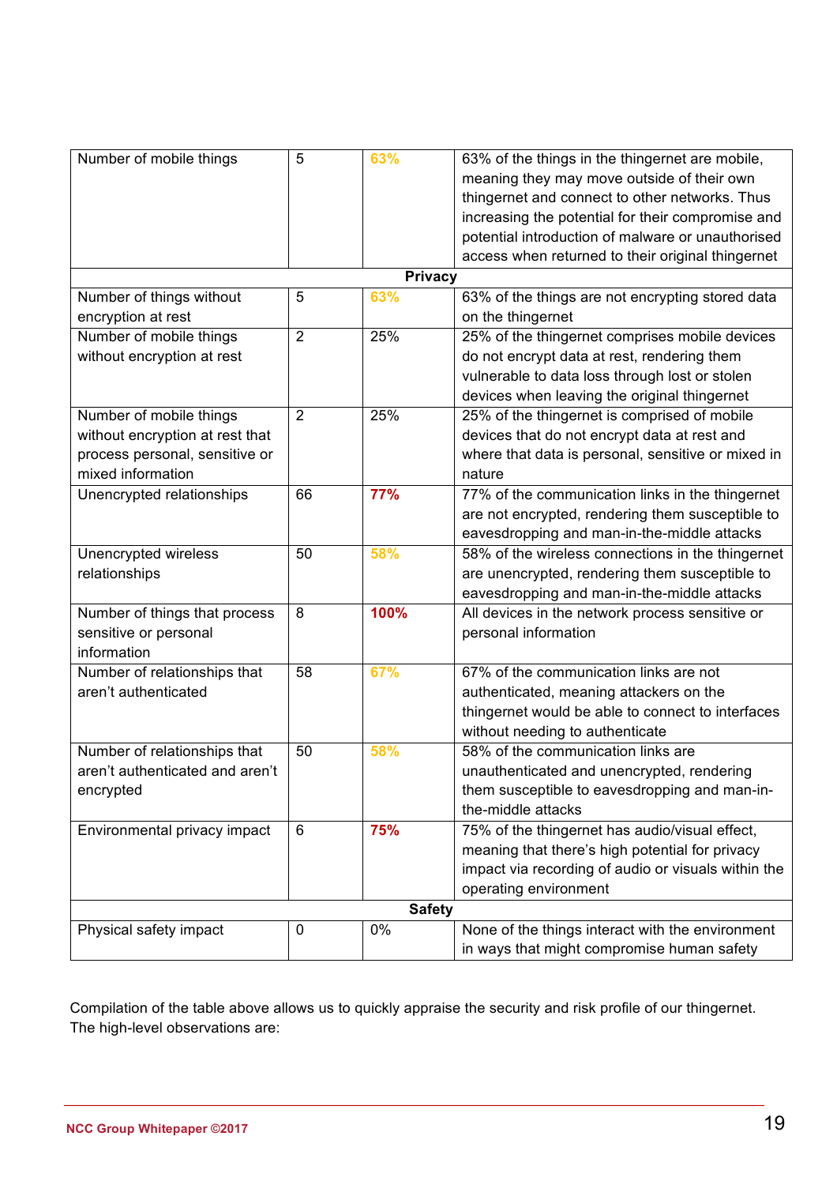| | | | |
|---|---|---|---|
| Number of mobile things | 5 | **63%** | 63% of the things in the thingernet are mobile, meaning they may move outside of their own thingernet and connect to other networks. Thus increasing the potential for their compromise and potential introduction of malware or unauthorised access when returned to their original thingernet |
| **Privacy** | | | |
| Number of things without encryption at rest | 5 | **63%** | 63% of the things are not encrypting stored data on the thingernet |
| Number of mobile things without encryption at rest | 2 | 25% | 25% of the thingernet comprises mobile devices do not encrypt data at rest, rendering them vulnerable to data loss through lost or stolen devices when leaving the original thingernet |
| Number of mobile things without encryption at rest that process personal, sensitive or mixed information | 2 | 25% | 25% of the thingernet is comprised of mobile devices that do not encrypt data at rest and where that data is personal, sensitive or mixed in nature |
| Unencrypted relationships | 66 | **77%** | 77% of the communication links in the thingernet are not encrypted, rendering them susceptible to eavesdropping and man-in-the-middle attacks |
| Unencrypted wireless relationships | 50 | **58%** | 58% of the wireless connections in the thingernet are unencrypted, rendering them susceptible to eavesdropping and man-in-the-middle attacks |
| Number of things that process sensitive or personal information | 8 | **100%** | All devices in the network process sensitive or personal information |
| Number of relationships that aren't authenticated | 58 | **67%** | 67% of the communication links are not authenticated, meaning attackers on the thingernet would be able to connect to interfaces without needing to authenticate |
| Number of relationships that aren't authenticated and aren't encrypted | 50 | **58%** | 58% of the communication links are unauthenticated and unencrypted, rendering them susceptible to eavesdropping and man-in-the-middle attacks |
| Environmental privacy impact | 6 | **75%** | 75% of the thingernet has audio/visual effect, meaning that there's high potential for privacy impact via recording of audio or visuals within the operating environment |
| **Safety** | | | |
| Physical safety impact | 0 | 0% | None of the things interact with the environment in ways that might compromise human safety |

Compilation of the table above allows us to quickly appraise the security and risk profile of our thingernet. The high-level observations are: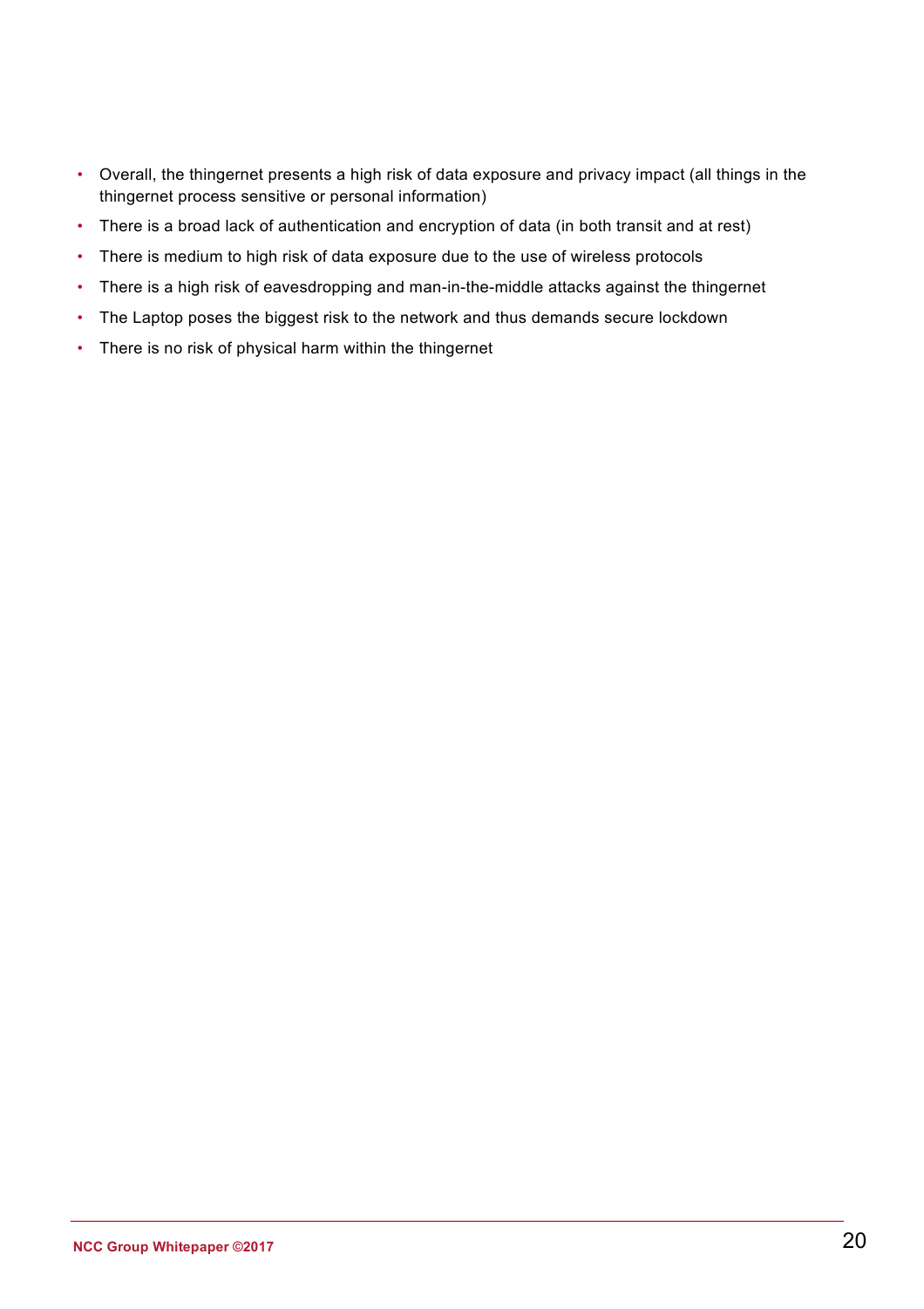- Overall, the thingernet presents a high risk of data exposure and privacy impact (all things in the thingernet process sensitive or personal information)
- There is a broad lack of authentication and encryption of data (in both transit and at rest)
- There is medium to high risk of data exposure due to the use of wireless protocols
- There is a high risk of eavesdropping and man-in-the-middle attacks against the thingernet
- The Laptop poses the biggest risk to the network and thus demands secure lockdown
- There is no risk of physical harm within the thingernet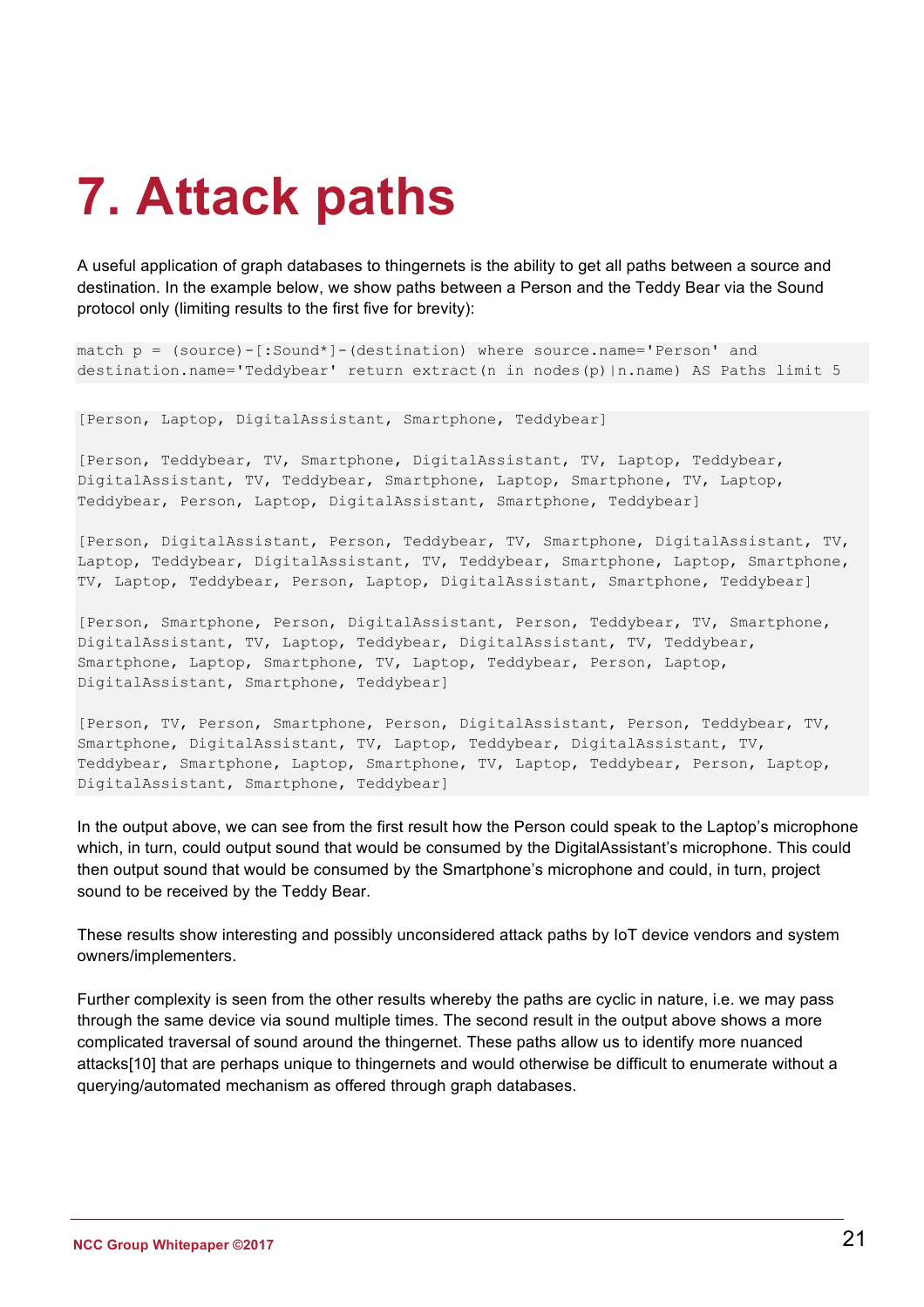# 7. Attack paths

A useful application of graph databases to thingernets is the ability to get all paths between a source and destination. In the example below, we show paths between a Person and the Teddy Bear via the Sound protocol only (limiting results to the first five for brevity):

```
match p = (source)-[:Sound*]-(destination) where source.name='Person' and
destination.name='Teddybear' return extract(n in nodes(p)|n.name) AS Paths limit 5
```

```
[Person, Laptop, DigitalAssistant, Smartphone, Teddybear]

[Person, Teddybear, TV, Smartphone, DigitalAssistant, TV, Laptop, Teddybear,
DigitalAssistant, TV, Teddybear, Smartphone, Laptop, Smartphone, TV, Laptop,
Teddybear, Person, Laptop, DigitalAssistant, Smartphone, Teddybear]

[Person, DigitalAssistant, Person, Teddybear, TV, Smartphone, DigitalAssistant, TV,
Laptop, Teddybear, DigitalAssistant, TV, Teddybear, Smartphone, Laptop, Smartphone,
TV, Laptop, Teddybear, Person, Laptop, DigitalAssistant, Smartphone, Teddybear]

[Person, Smartphone, Person, DigitalAssistant, Person, Teddybear, TV, Smartphone,
DigitalAssistant, TV, Laptop, Teddybear, DigitalAssistant, TV, Teddybear,
Smartphone, Laptop, Smartphone, TV, Laptop, Teddybear, Person, Laptop,
DigitalAssistant, Smartphone, Teddybear]

[Person, TV, Person, Smartphone, Person, DigitalAssistant, Person, Teddybear, TV,
Smartphone, DigitalAssistant, TV, Laptop, Teddybear, DigitalAssistant, TV,
Teddybear, Smartphone, Laptop, Smartphone, TV, Laptop, Teddybear, Person, Laptop,
DigitalAssistant, Smartphone, Teddybear]
```

In the output above, we can see from the first result how the Person could speak to the Laptop's microphone which, in turn, could output sound that would be consumed by the DigitalAssistant's microphone. This could then output sound that would be consumed by the Smartphone's microphone and could, in turn, project sound to be received by the Teddy Bear.

These results show interesting and possibly unconsidered attack paths by IoT device vendors and system owners/implementers.

Further complexity is seen from the other results whereby the paths are cyclic in nature, i.e. we may pass through the same device via sound multiple times. The second result in the output above shows a more complicated traversal of sound around the thingernet. These paths allow us to identify more nuanced attacks[10] that are perhaps unique to thingernets and would otherwise be difficult to enumerate without a querying/automated mechanism as offered through graph databases.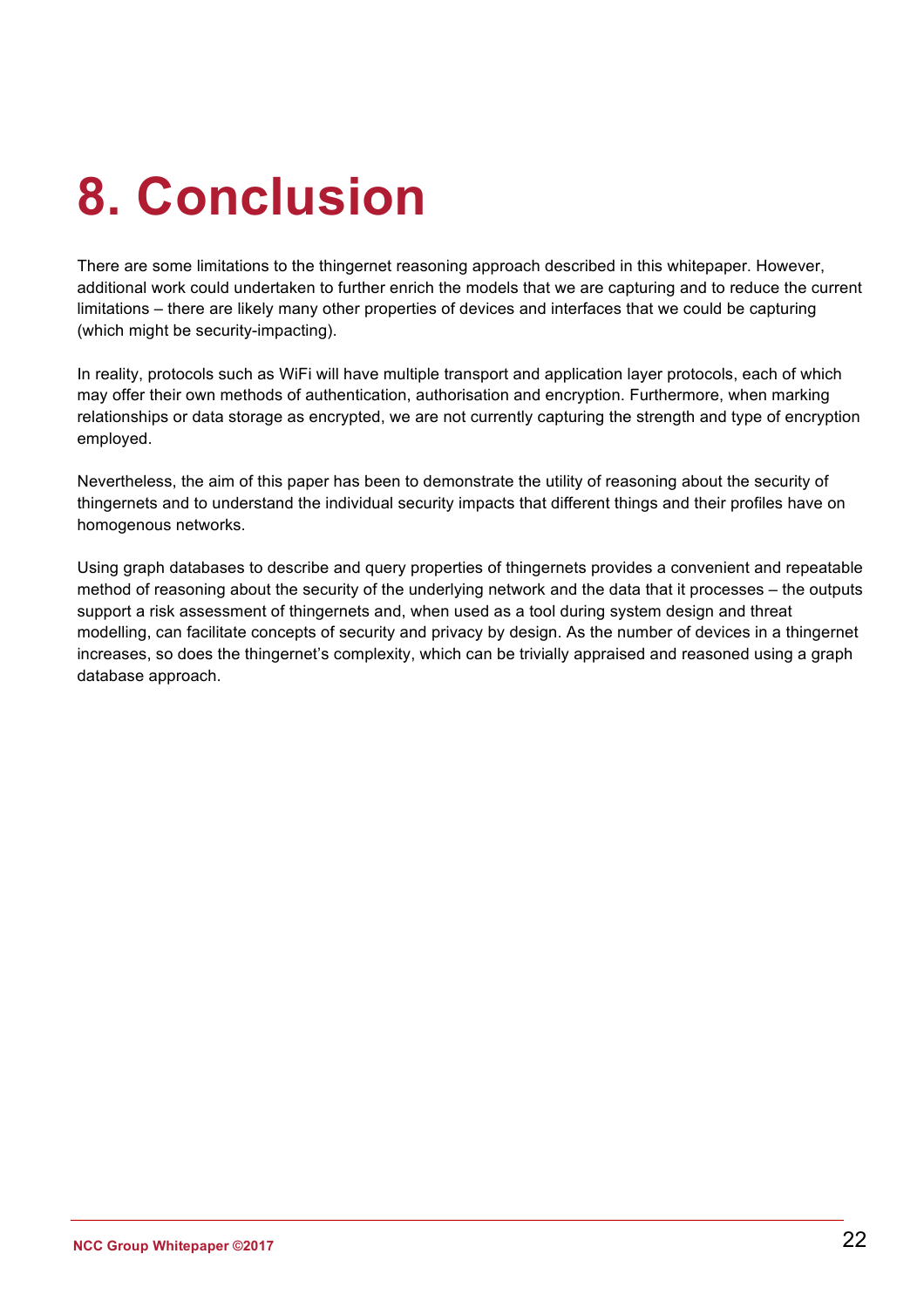# 8. Conclusion

There are some limitations to the thingernet reasoning approach described in this whitepaper. However, additional work could undertaken to further enrich the models that we are capturing and to reduce the current limitations – there are likely many other properties of devices and interfaces that we could be capturing (which might be security-impacting).

In reality, protocols such as WiFi will have multiple transport and application layer protocols, each of which may offer their own methods of authentication, authorisation and encryption. Furthermore, when marking relationships or data storage as encrypted, we are not currently capturing the strength and type of encryption employed.

Nevertheless, the aim of this paper has been to demonstrate the utility of reasoning about the security of thingernets and to understand the individual security impacts that different things and their profiles have on homogenous networks.

Using graph databases to describe and query properties of thingernets provides a convenient and repeatable method of reasoning about the security of the underlying network and the data that it processes – the outputs support a risk assessment of thingernets and, when used as a tool during system design and threat modelling, can facilitate concepts of security and privacy by design. As the number of devices in a thingernet increases, so does the thingernet's complexity, which can be trivially appraised and reasoned using a graph database approach.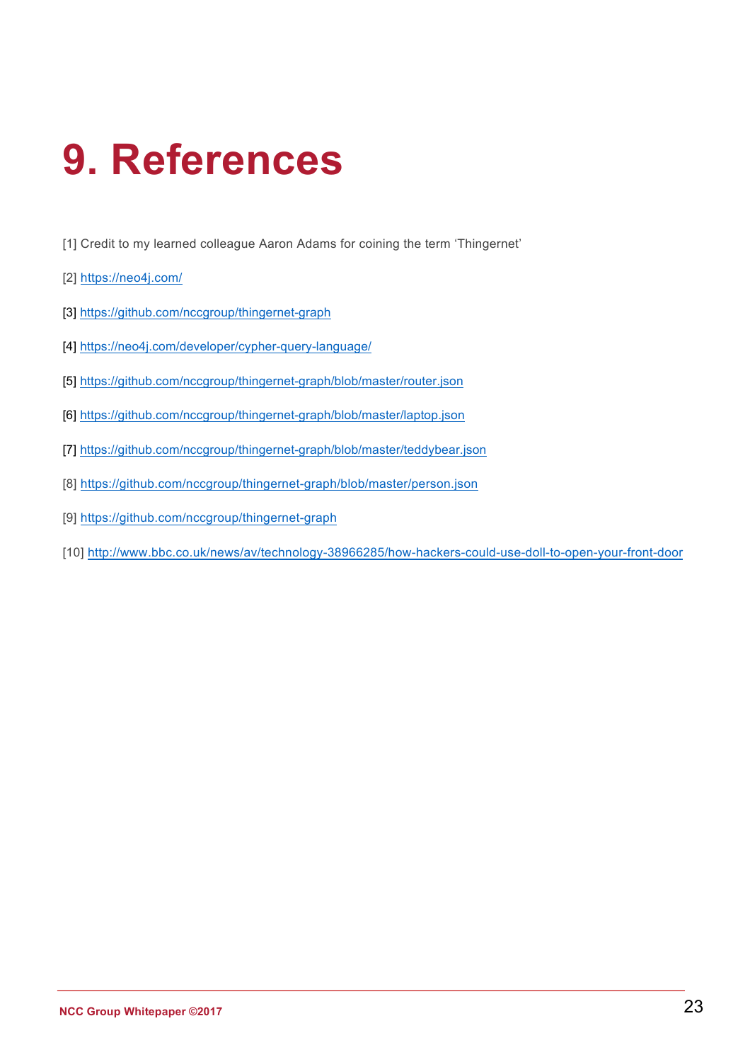# 9. References

[1] Credit to my learned colleague Aaron Adams for coining the term 'Thingernet'

[2] https://neo4j.com/

[3] https://github.com/nccgroup/thingernet-graph

[4] https://neo4j.com/developer/cypher-query-language/

[5] https://github.com/nccgroup/thingernet-graph/blob/master/router.json

[6] https://github.com/nccgroup/thingernet-graph/blob/master/laptop.json

[7] https://github.com/nccgroup/thingernet-graph/blob/master/teddybear.json

[8] https://github.com/nccgroup/thingernet-graph/blob/master/person.json

[9] https://github.com/nccgroup/thingernet-graph

[10] http://www.bbc.co.uk/news/av/technology-38966285/how-hackers-could-use-doll-to-open-your-front-door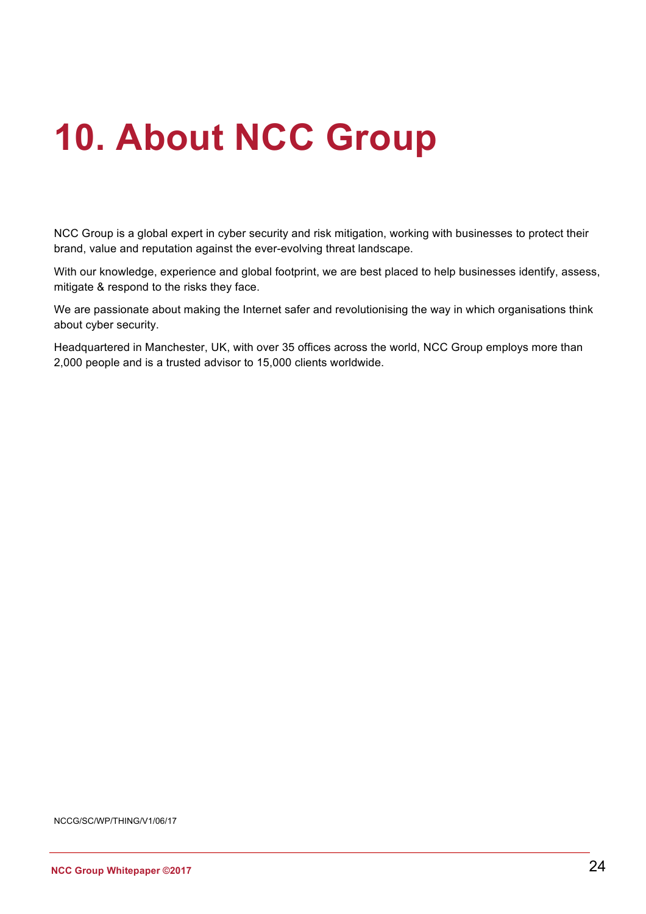# 10. About NCC Group

NCC Group is a global expert in cyber security and risk mitigation, working with businesses to protect their brand, value and reputation against the ever-evolving threat landscape.

With our knowledge, experience and global footprint, we are best placed to help businesses identify, assess, mitigate & respond to the risks they face.

We are passionate about making the Internet safer and revolutionising the way in which organisations think about cyber security.

Headquartered in Manchester, UK, with over 35 offices across the world, NCC Group employs more than 2,000 people and is a trusted advisor to 15,000 clients worldwide.

NCCG/SC/WP/THING/V1/06/17